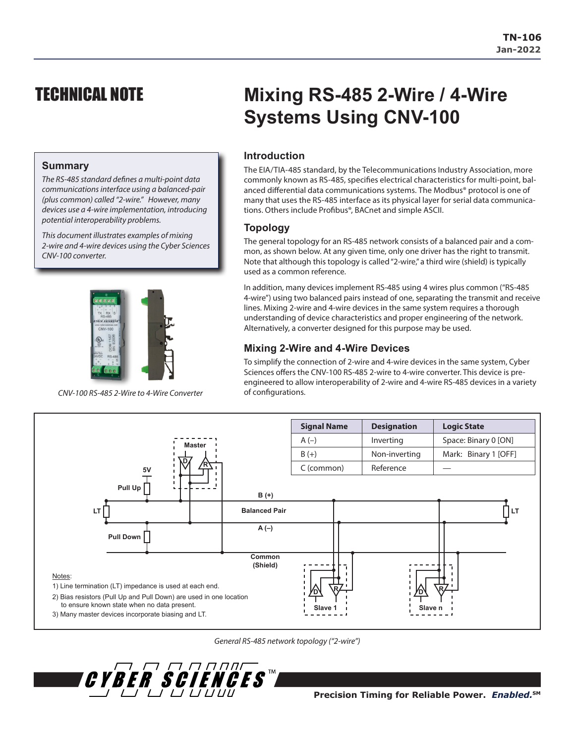# TECHNICAL NOTE

# Mixing RS-485 2-Wire / 4-Wire Systems Using CNV-100

## Summary

*The RS-485 standard defines a multi-point data communications interface using a balanced-pair (plus common) called "2-wire." However, many devices use a 4-wire implementation, introducing potential interoperability problems.*

*This document illustrates examples of mixing 2-wire and 4-wire devices using the Cyber Sciences CNV-100 converter.*

*CNV-100 RS-485 2-Wire to 4-Wire Converter*

## Introduction

The EIA/TIA-485 standard, by the Telecommunications Industry Association, more commonly known as RS-485, specifies electrical characteristics for multi-point, balanced differential data communications systems. The Modbus® protocol is one of many that uses the RS-485 interface as its physical layer for serial data communications. Others include Profibus®, BACnet and simple ASCII.

## Topology

The general topology for an RS-485 network consists of a balanced pair and a common, as shown below. At any given time, only one driver has the right to transmit. Note that although this topology is called "2-wire," a third wire (shield) is typically used as a common reference.

In addition, many devices implement RS-485 using 4 wires plus common ("RS-485 4-wire") using two balanced pairs instead of one, separating the transmit and receive lines. Mixing 2-wire and 4-wire devices in the same system requires a thorough understanding of device characteristics and proper engineering of the network. Alternatively, a converter designed for this purpose may be used.

## Mixing 2-Wire and 4-Wire Devices

To simplify the connection of 2-wire and 4-wire devices in the same system, Cyber Sciences offers the CNV-100 RS-485 2-wire to 4-wire converter. This device is pre-engineered to allow interoperability of 2-wire and 4-wire RS-485 devices in a variety of configurations.

| Signal Name | Designation | Logic State |
|---|---|---|
| A (–) | Inverting | Space: Binary 0 [ON] |
| B (+) | Non-inverting | Mark: Binary 1 [OFF] |
| C (common) | Reference | — |

Notes:
1) Line termination (LT) impedance is used at each end.
2) Bias resistors (Pull Up and Pull Down) are used in one location to ensure known state when no data present.
3) Many master devices incorporate biasing and LT.

*General RS-485 network topology ("2-wire")*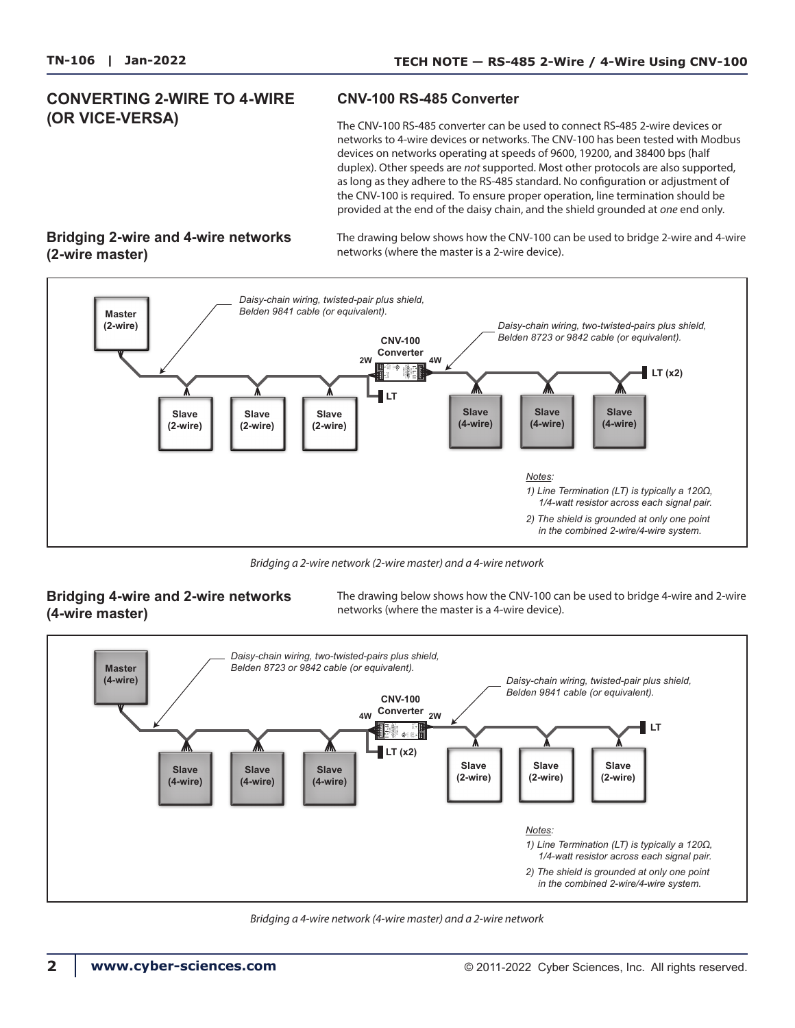## CONVERTING 2-WIRE TO 4-WIRE (OR VICE-VERSA)

### CNV-100 RS-485 Converter

The CNV-100 RS-485 converter can be used to connect RS-485 2-wire devices or networks to 4-wire devices or networks. The CNV-100 has been tested with Modbus devices on networks operating at speeds of 9600, 19200, and 38400 bps (half duplex). Other speeds are *not* supported. Most other protocols are also supported, as long as they adhere to the RS-485 standard. No configuration or adjustment of the CNV-100 is required. To ensure proper operation, line termination should be provided at the end of the daisy chain, and the shield grounded at *one* end only.

### Bridging 2-wire and 4-wire networks (2-wire master)

The drawing below shows how the CNV-100 can be used to bridge 2-wire and 4-wire networks (where the master is a 2-wire device).

Master (2-wire)

*Daisy-chain wiring, twisted-pair plus shield, Belden 9841 cable (or equivalent).*

CNV-100 Converter — 2W / 4W

*Daisy-chain wiring, two-twisted-pairs plus shield, Belden 8723 or 9842 cable (or equivalent).*

LT — LT (x2)

Slave (2-wire) — Slave (2-wire) — Slave (2-wire) — Slave (4-wire) — Slave (4-wire) — Slave (4-wire)

*Notes:*
*1) Line Termination (LT) is typically a 120Ω, 1/4-watt resistor across each signal pair.*
*2) The shield is grounded at only one point in the combined 2-wire/4-wire system.*

*Bridging a 2-wire network (2-wire master) and a 4-wire network*

### Bridging 4-wire and 2-wire networks (4-wire master)

The drawing below shows how the CNV-100 can be used to bridge 4-wire and 2-wire networks (where the master is a 4-wire device).

Master (4-wire)

*Daisy-chain wiring, two-twisted-pairs plus shield, Belden 8723 or 9842 cable (or equivalent).*

CNV-100 Converter — 4W / 2W

*Daisy-chain wiring, twisted-pair plus shield, Belden 9841 cable (or equivalent).*

LT (x2) — LT

Slave (4-wire) — Slave (4-wire) — Slave (4-wire) — Slave (2-wire) — Slave (2-wire) — Slave (2-wire)

*Notes:*
*1) Line Termination (LT) is typically a 120Ω, 1/4-watt resistor across each signal pair.*
*2) The shield is grounded at only one point in the combined 2-wire/4-wire system.*

*Bridging a 4-wire network (4-wire master) and a 2-wire network*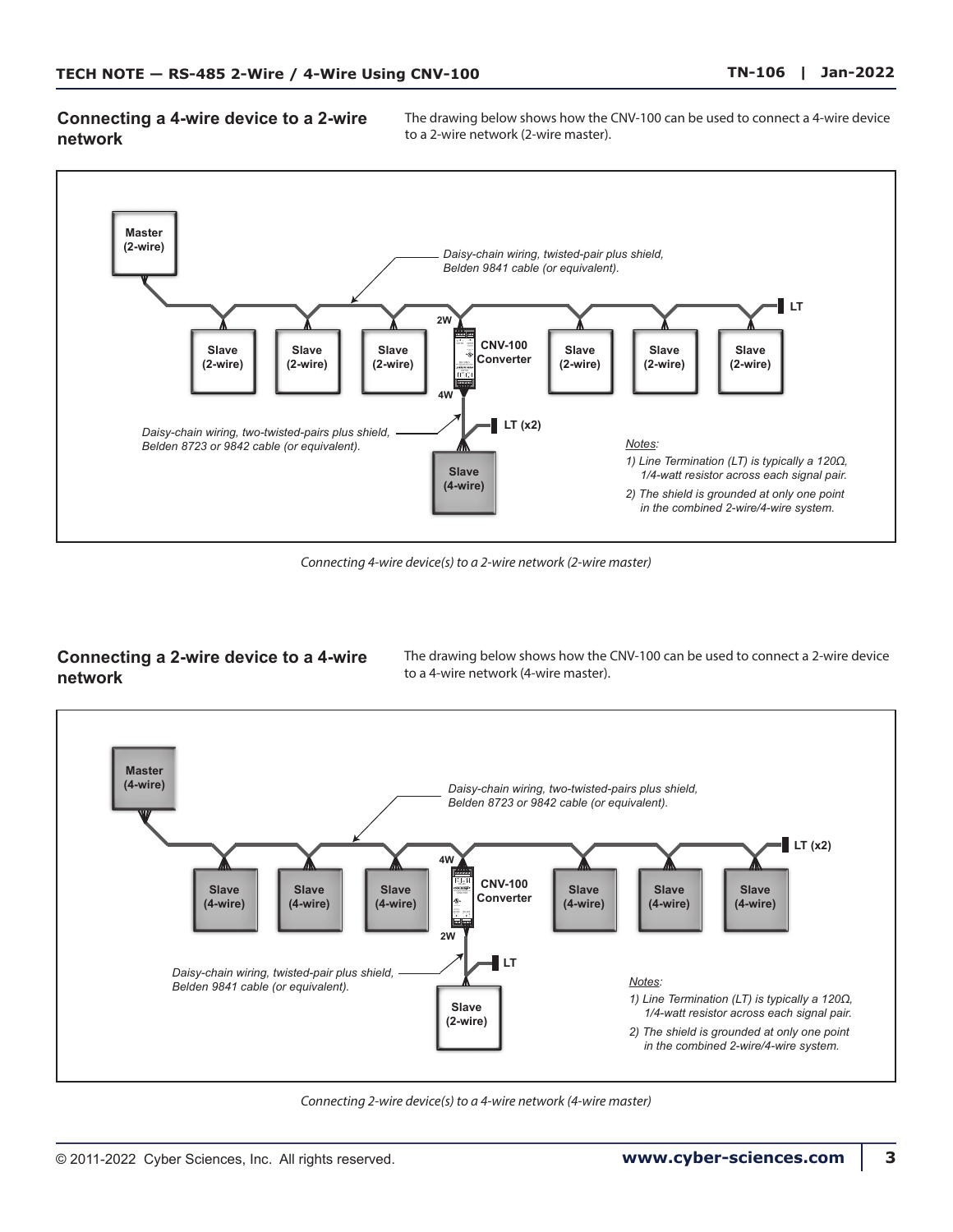## Connecting a 4-wire device to a 2-wire network

The drawing below shows how the CNV-100 can be used to connect a 4-wire device to a 2-wire network (2-wire master).

Master (2-wire)

*Daisy-chain wiring, twisted-pair plus shield, Belden 9841 cable (or equivalent).*

LT

2W

Slave (2-wire) | Slave (2-wire) | Slave (2-wire) | CNV-100 Converter | Slave (2-wire) | Slave (2-wire) | Slave (2-wire)

4W

LT (x2)

*Daisy-chain wiring, two-twisted-pairs plus shield, Belden 8723 or 9842 cable (or equivalent).*

Slave (4-wire)

*Notes:*

*1) Line Termination (LT) is typically a 120Ω, 1/4-watt resistor across each signal pair.*

*2) The shield is grounded at only one point in the combined 2-wire/4-wire system.*

*Connecting 4-wire device(s) to a 2-wire network (2-wire master)*

## Connecting a 2-wire device to a 4-wire network

The drawing below shows how the CNV-100 can be used to connect a 2-wire device to a 4-wire network (4-wire master).

Master (4-wire)

*Daisy-chain wiring, two-twisted-pairs plus shield, Belden 8723 or 9842 cable (or equivalent).*

LT (x2)

4W

Slave (4-wire) | Slave (4-wire) | Slave (4-wire) | CNV-100 Converter | Slave (4-wire) | Slave (4-wire) | Slave (4-wire)

2W

LT

*Daisy-chain wiring, twisted-pair plus shield, Belden 9841 cable (or equivalent).*

Slave (2-wire)

*Notes:*

*1) Line Termination (LT) is typically a 120Ω, 1/4-watt resistor across each signal pair.*

*2) The shield is grounded at only one point in the combined 2-wire/4-wire system.*

*Connecting 2-wire device(s) to a 4-wire network (4-wire master)*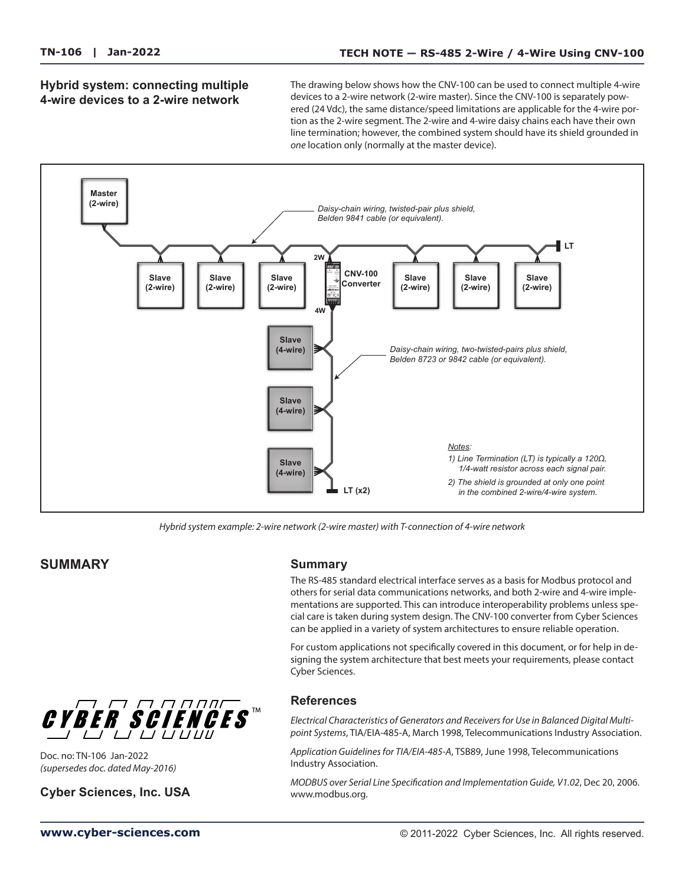## Hybrid system: connecting multiple 4-wire devices to a 2-wire network

The drawing below shows how the CNV-100 can be used to connect multiple 4-wire devices to a 2-wire network (2-wire master). Since the CNV-100 is separately powered (24 Vdc), the same distance/speed limitations are applicable for the 4-wire portion as the 2-wire segment. The 2-wire and 4-wire daisy chains each have their own line termination; however, the combined system should have its shield grounded in *one* location only (normally at the master device).

Master (2-wire)

*Daisy-chain wiring, twisted-pair plus shield, Belden 9841 cable (or equivalent).*

LT

2W

Slave (2-wire)

Slave (2-wire)

Slave (2-wire)

CNV-100 Converter

Slave (2-wire)

Slave (2-wire)

Slave (2-wire)

4W

Slave (4-wire)

*Daisy-chain wiring, two-twisted-pairs plus shield, Belden 8723 or 9842 cable (or equivalent).*

Slave (4-wire)

Slave (4-wire)

LT (x2)

*Notes:*

*1) Line Termination (LT) is typically a 120Ω, 1/4-watt resistor across each signal pair.*

*2) The shield is grounded at only one point in the combined 2-wire/4-wire system.*

*Hybrid system example: 2-wire network (2-wire master) with T-connection of 4-wire network*

## SUMMARY

### Summary

The RS-485 standard electrical interface serves as a basis for Modbus protocol and others for serial data communications networks, and both 2-wire and 4-wire implementations are supported. This can introduce interoperability problems unless special care is taken during system design. The CNV-100 converter from Cyber Sciences can be applied in a variety of system architectures to ensure reliable operation.

For custom applications not specifically covered in this document, or for help in designing the system architecture that best meets your requirements, please contact Cyber Sciences.

### References

*Electrical Characteristics of Generators and Receivers for Use in Balanced Digital Multipoint Systems*, TIA/EIA-485-A, March 1998, Telecommunications Industry Association.

*Application Guidelines for TIA/EIA-485-A*, TSB89, June 1998, Telecommunications Industry Association.

*MODBUS over Serial Line Specification and Implementation Guide, V1.02*, Dec 20, 2006. www.modbus.org.

CYBER SCIENCES™

Doc. no: TN-106 Jan-2022
*(supersedes doc. dated May-2016)*

**Cyber Sciences, Inc. USA**

**www.cyber-sciences.com**

© 2011-2022 Cyber Sciences, Inc. All rights reserved.